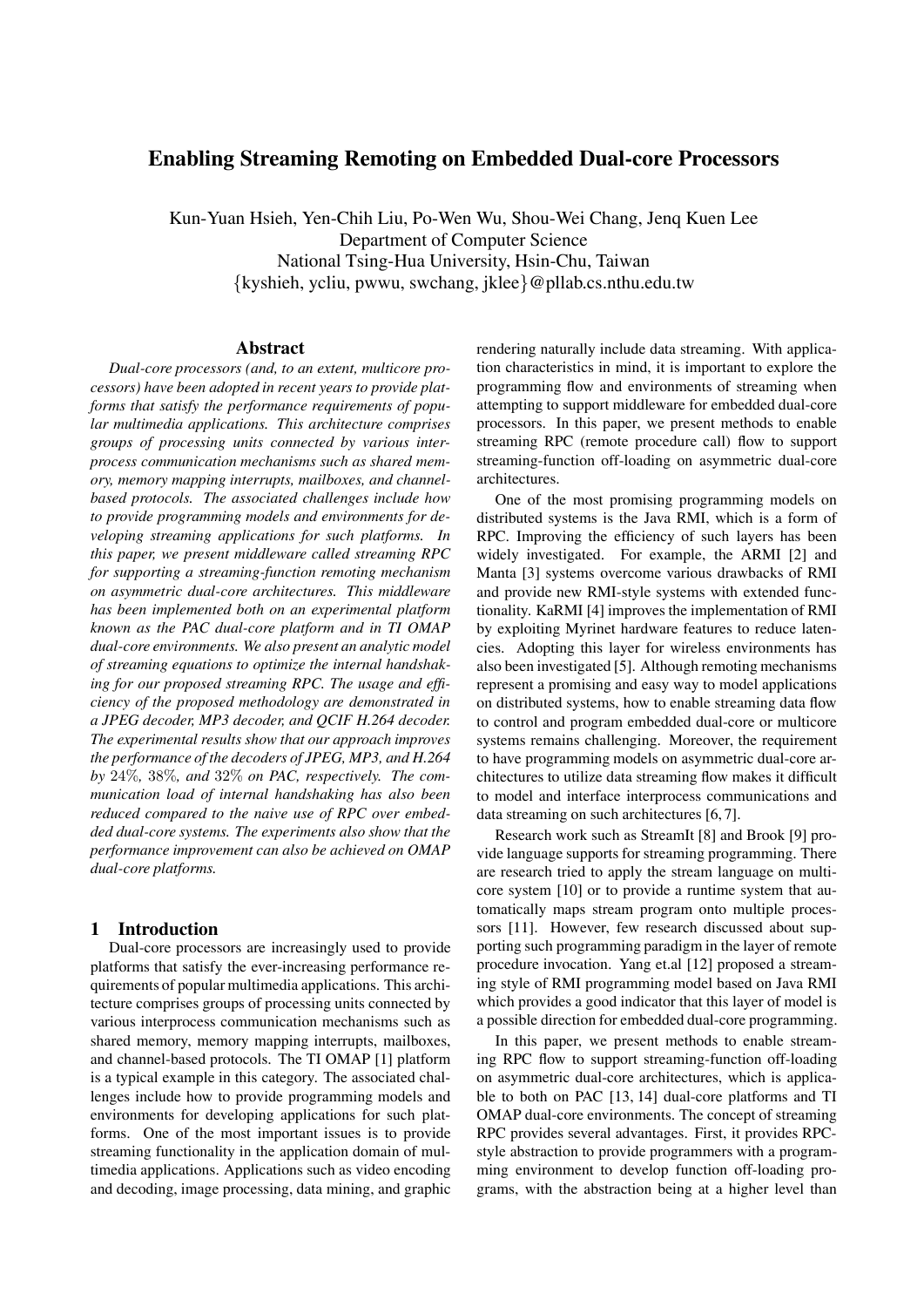# Enabling Streaming Remoting on Embedded Dual-core Processors

Kun-Yuan Hsieh, Yen-Chih Liu, Po-Wen Wu, Shou-Wei Chang, Jenq Kuen Lee
Department of Computer Science
National Tsing-Hua University, Hsin-Chu, Taiwan
{kyshieh, ycliu, pwwu, swchang, jklee}@pllab.cs.nthu.edu.tw

## Abstract

*Dual-core processors (and, to an extent, multicore processors) have been adopted in recent years to provide platforms that satisfy the performance requirements of popular multimedia applications. This architecture comprises groups of processing units connected by various interprocess communication mechanisms such as shared memory, memory mapping interrupts, mailboxes, and channel-based protocols. The associated challenges include how to provide programming models and environments for developing streaming applications for such platforms. In this paper, we present middleware called streaming RPC for supporting a streaming-function remoting mechanism on asymmetric dual-core architectures. This middleware has been implemented both on an experimental platform known as the PAC dual-core platform and in TI OMAP dual-core environments. We also present an analytic model of streaming equations to optimize the internal handshaking for our proposed streaming RPC. The usage and efficiency of the proposed methodology are demonstrated in a JPEG decoder, MP3 decoder, and QCIF H.264 decoder. The experimental results show that our approach improves the performance of the decoders of JPEG, MP3, and H.264 by 24%, 38%, and 32% on PAC, respectively. The communication load of internal handshaking has also been reduced compared to the naive use of RPC over embedded dual-core systems. The experiments also show that the performance improvement can also be achieved on OMAP dual-core platforms.*

## 1 Introduction

Dual-core processors are increasingly used to provide platforms that satisfy the ever-increasing performance requirements of popular multimedia applications. This architecture comprises groups of processing units connected by various interprocess communication mechanisms such as shared memory, memory mapping interrupts, mailboxes, and channel-based protocols. The TI OMAP [1] platform is a typical example in this category. The associated challenges include how to provide programming models and environments for developing applications for such platforms. One of the most important issues is to provide streaming functionality in the application domain of multimedia applications. Applications such as video encoding and decoding, image processing, data mining, and graphic rendering naturally include data streaming. With application characteristics in mind, it is important to explore the programming flow and environments of streaming when attempting to support middleware for embedded dual-core processors. In this paper, we present methods to enable streaming RPC (remote procedure call) flow to support streaming-function off-loading on asymmetric dual-core architectures.

One of the most promising programming models on distributed systems is the Java RMI, which is a form of RPC. Improving the efficiency of such layers has been widely investigated. For example, the ARMI [2] and Manta [3] systems overcome various drawbacks of RMI and provide new RMI-style systems with extended functionality. KaRMI [4] improves the implementation of RMI by exploiting Myrinet hardware features to reduce latencies. Adopting this layer for wireless environments has also been investigated [5]. Although remoting mechanisms represent a promising and easy way to model applications on distributed systems, how to enable streaming data flow to control and program embedded dual-core or multicore systems remains challenging. Moreover, the requirement to have programming models on asymmetric dual-core architectures to utilize data streaming flow makes it difficult to model and interface interprocess communications and data streaming on such architectures [6, 7].

Research work such as StreamIt [8] and Brook [9] provide language supports for streaming programming. There are research tried to apply the stream language on multicore system [10] or to provide a runtime system that automatically maps stream program onto multiple processors [11]. However, few research discussed about supporting such programming paradigm in the layer of remote procedure invocation. Yang et.al [12] proposed a streaming style of RMI programming model based on Java RMI which provides a good indicator that this layer of model is a possible direction for embedded dual-core programming.

In this paper, we present methods to enable streaming RPC flow to support streaming-function off-loading on asymmetric dual-core architectures, which is applicable to both on PAC [13, 14] dual-core platforms and TI OMAP dual-core environments. The concept of streaming RPC provides several advantages. First, it provides RPC-style abstraction to provide programmers with a programming environment to develop function off-loading programs, with the abstraction being at a higher level than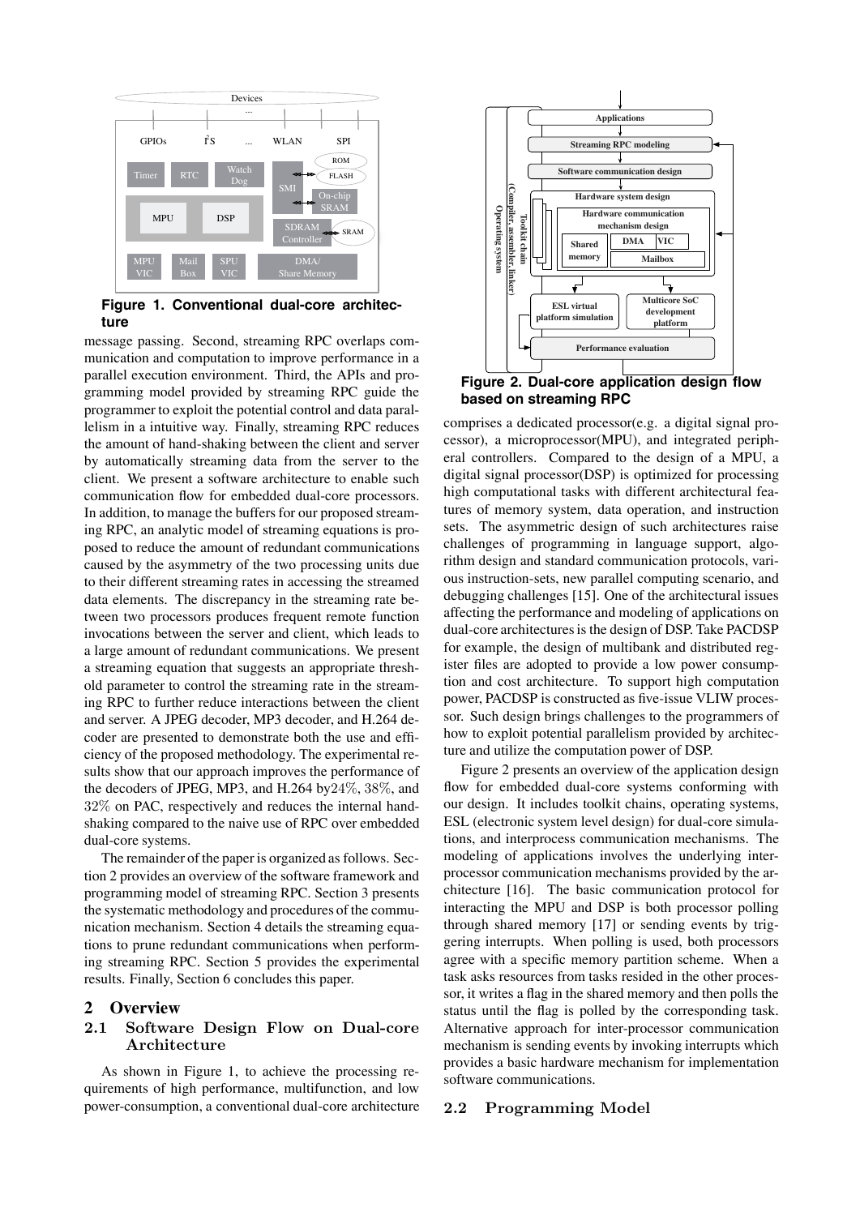Figure 1. Conventional dual-core architecture

message passing. Second, streaming RPC overlaps communication and computation to improve performance in a parallel execution environment. Third, the APIs and programming model provided by streaming RPC guide the programmer to exploit the potential control and data parallelism in a intuitive way. Finally, streaming RPC reduces the amount of hand-shaking between the client and server by automatically streaming data from the server to the client. We present a software architecture to enable such communication flow for embedded dual-core processors. In addition, to manage the buffers for our proposed streaming RPC, an analytic model of streaming equations is proposed to reduce the amount of redundant communications caused by the asymmetry of the two processing units due to their different streaming rates in accessing the streamed data elements. The discrepancy in the streaming rate between two processors produces frequent remote function invocations between the server and client, which leads to a large amount of redundant communications. We present a streaming equation that suggests an appropriate threshold parameter to control the streaming rate in the streaming RPC to further reduce interactions between the client and server. A JPEG decoder, MP3 decoder, and H.264 decoder are presented to demonstrate both the use and efficiency of the proposed methodology. The experimental results show that our approach improves the performance of the decoders of JPEG, MP3, and H.264 by $24\%$, $38\%$, and $32\%$ on PAC, respectively and reduces the internal handshaking compared to the naive use of RPC over embedded dual-core systems.

The remainder of the paper is organized as follows. Section 2 provides an overview of the software framework and programming model of streaming RPC. Section 3 presents the systematic methodology and procedures of the communication mechanism. Section 4 details the streaming equations to prune redundant communications when performing streaming RPC. Section 5 provides the experimental results. Finally, Section 6 concludes this paper.

# 2 Overview

## 2.1 Software Design Flow on Dual-core Architecture

As shown in Figure 1, to achieve the processing requirements of high performance, multifunction, and low power-consumption, a conventional dual-core architecture comprises a dedicated processor(e.g. a digital signal processor), a microprocessor(MPU), and integrated peripheral controllers. Compared to the design of a MPU, a digital signal processor(DSP) is optimized for processing high computational tasks with different architectural features of memory system, data operation, and instruction sets. The asymmetric design of such architectures raise challenges of programming in language support, algorithm design and standard communication protocols, various instruction-sets, new parallel computing scenario, and debugging challenges [15]. One of the architectural issues affecting the performance and modeling of applications on dual-core architectures is the design of DSP. Take PACDSP for example, the design of multibank and distributed register files are adopted to provide a low power consumption and cost architecture. To support high computation power, PACDSP is constructed as five-issue VLIW processor. Such design brings challenges to the programmers of how to exploit potential parallelism provided by architecture and utilize the computation power of DSP.

Figure 2. Dual-core application design flow based on streaming RPC

Figure 2 presents an overview of the application design flow for embedded dual-core systems conforming with our design. It includes toolkit chains, operating systems, ESL (electronic system level design) for dual-core simulations, and interprocess communication mechanisms. The modeling of applications involves the underlying interprocessor communication mechanisms provided by the architecture [16]. The basic communication protocol for interacting the MPU and DSP is both processor polling through shared memory [17] or sending events by triggering interrupts. When polling is used, both processors agree with a specific memory partition scheme. When a task asks resources from tasks resided in the other processor, it writes a flag in the shared memory and then polls the status until the flag is polled by the corresponding task. Alternative approach for inter-processor communication mechanism is sending events by invoking interrupts which provides a basic hardware mechanism for implementation software communications.

## 2.2 Programming Model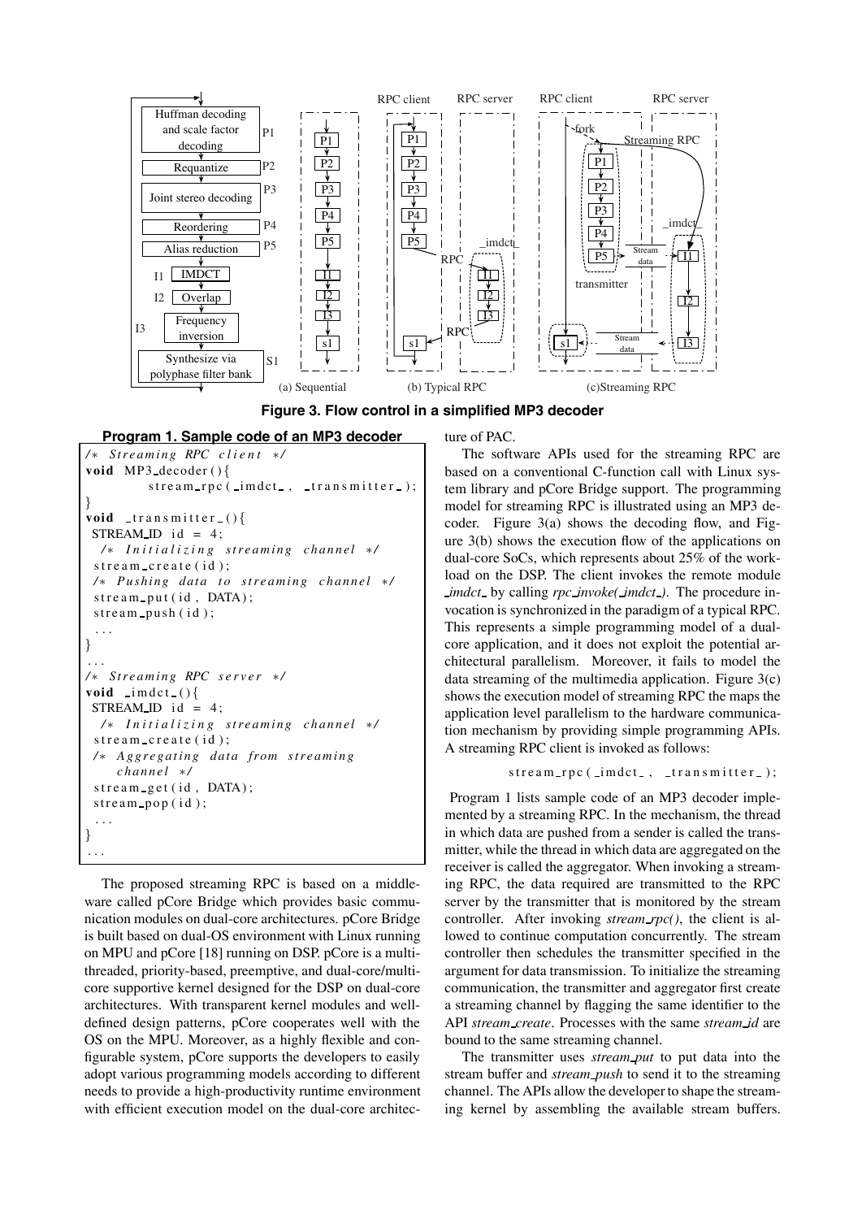**Figure 3. Flow control in a simplified MP3 decoder**

**Program 1. Sample code of an MP3 decoder**

```
/* Streaming RPC client */
void MP3_decoder(){
        stream_rpc(_imdct_, _transmitter_);
}
void _transmitter_(){
 STREAM_ID id = 4;
  /* Initializing streaming channel */
 stream_create(id);
 /* Pushing data to streaming channel */
 stream_put(id, DATA);
 stream_push(id);
 ...
}
...
/* Streaming RPC server */
void _imdct_(){
 STREAM_ID id = 4;
  /* Initializing streaming channel */
 stream_create(id);
 /* Aggregating data from streaming
    channel */
 stream_get(id, DATA);
 stream_pop(id);
 ...
}
...
```

The proposed streaming RPC is based on a middleware called pCore Bridge which provides basic communication modules on dual-core architectures. pCore Bridge is built based on dual-OS environment with Linux running on MPU and pCore [18] running on DSP. pCore is a multithreaded, priority-based, preemptive, and dual-core/multicore supportive kernel designed for the DSP on dual-core architectures. With transparent kernel modules and well-defined design patterns, pCore cooperates well with the OS on the MPU. Moreover, as a highly flexible and configurable system, pCore supports the developers to easily adopt various programming models according to different needs to provide a high-productivity runtime environment with efficient execution model on the dual-core architecture of PAC.

The software APIs used for the streaming RPC are based on a conventional C-function call with Linux system library and pCore Bridge support. The programming model for streaming RPC is illustrated using an MP3 decoder. Figure 3(a) shows the decoding flow, and Figure 3(b) shows the execution flow of the applications on dual-core SoCs, which represents about 25% of the workload on the DSP. The client invokes the remote module *_imdct_* by calling *rpc_invoke(_imdct_)*. The procedure invocation is synchronized in the paradigm of a typical RPC. This represents a simple programming model of a dual-core application, and it does not exploit the potential architectural parallelism. Moreover, it fails to model the data streaming of the multimedia application. Figure 3(c) shows the execution model of streaming RPC the maps the application level parallelism to the hardware communication mechanism by providing simple programming APIs. A streaming RPC client is invoked as follows:

```
stream_rpc(_imdct_, _transmitter_);
```

Program 1 lists sample code of an MP3 decoder implemented by a streaming RPC. In the mechanism, the thread in which data are pushed from a sender is called the transmitter, while the thread in which data are aggregated on the receiver is called the aggregator. When invoking a streaming RPC, the data required are transmitted to the RPC server by the transmitter that is monitored by the stream controller. After invoking *stream_rpc()*, the client is allowed to continue computation concurrently. The stream controller then schedules the transmitter specified in the argument for data transmission. To initialize the streaming communication, the transmitter and aggregator first create a streaming channel by flagging the same identifier to the API *stream_create*. Processes with the same *stream_id* are bound to the same streaming channel.

The transmitter uses *stream_put* to put data into the stream buffer and *stream_push* to send it to the streaming channel. The APIs allow the developer to shape the streaming kernel by assembling the available stream buffers.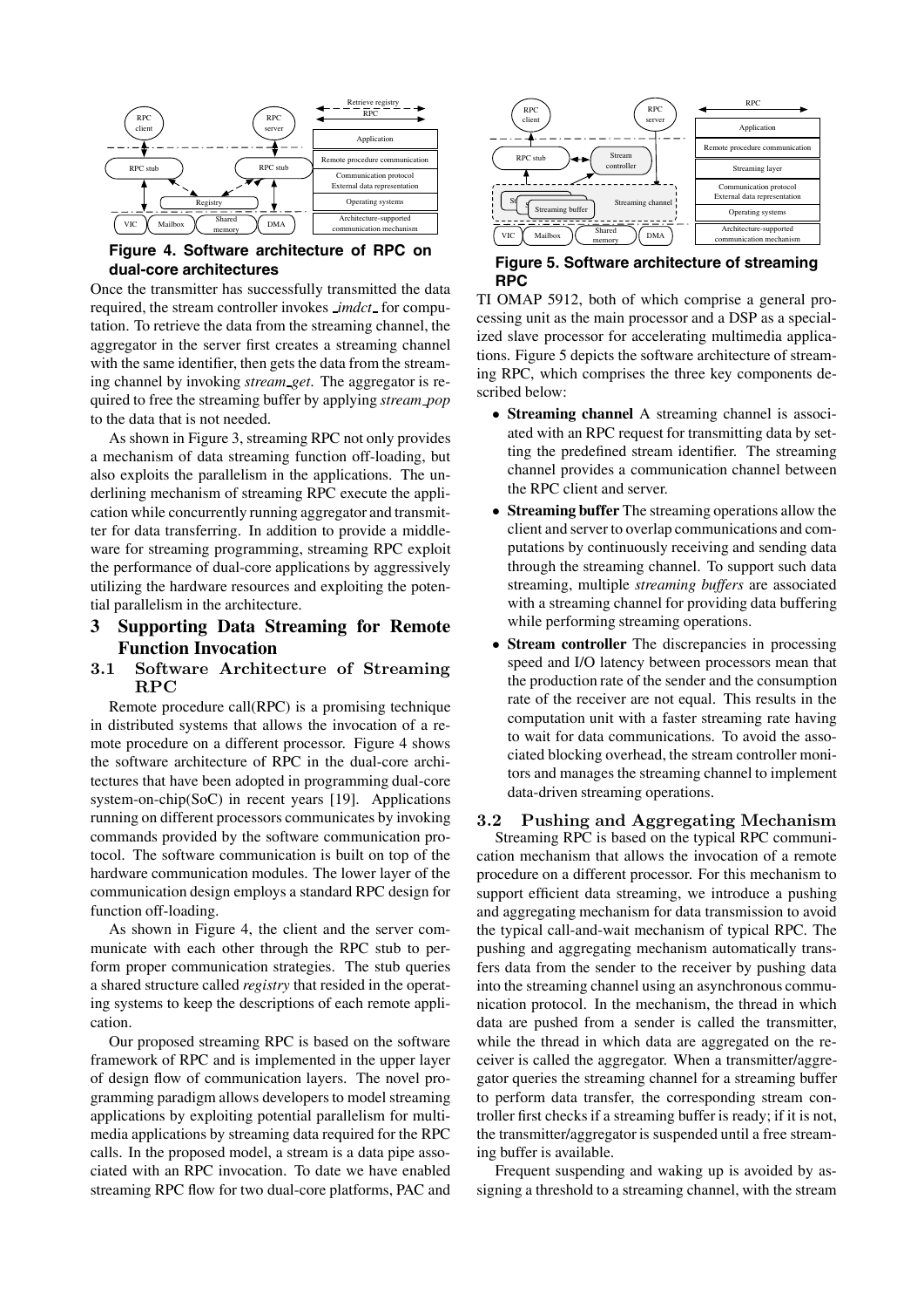Figure 4. Software architecture of RPC on dual-core architectures

Figure 5. Software architecture of streaming RPC

Once the transmitter has successfully transmitted the data required, the stream controller invokes *_imdct_* for computation. To retrieve the data from the streaming channel, the aggregator in the server first creates a streaming channel with the same identifier, then gets the data from the streaming channel by invoking *stream_get*. The aggregator is required to free the streaming buffer by applying *stream_pop* to the data that is not needed.

As shown in Figure 3, streaming RPC not only provides a mechanism of data streaming function off-loading, but also exploits the parallelism in the applications. The underlining mechanism of streaming RPC execute the application while concurrently running aggregator and transmitter for data transferring. In addition to provide a middleware for streaming programming, streaming RPC exploit the performance of dual-core applications by aggressively utilizing the hardware resources and exploiting the potential parallelism in the architecture.

## 3 Supporting Data Streaming for Remote Function Invocation

### 3.1 Software Architecture of Streaming RPC

Remote procedure call(RPC) is a promising technique in distributed systems that allows the invocation of a remote procedure on a different processor. Figure 4 shows the software architecture of RPC in the dual-core architectures that have been adopted in programming dual-core system-on-chip(SoC) in recent years [19]. Applications running on different processors communicates by invoking commands provided by the software communication protocol. The software communication is built on top of the hardware communication modules. The lower layer of the communication design employs a standard RPC design for function off-loading.

As shown in Figure 4, the client and the server communicate with each other through the RPC stub to perform proper communication strategies. The stub queries a shared structure called *registry* that resided in the operating systems to keep the descriptions of each remote application.

Our proposed streaming RPC is based on the software framework of RPC and is implemented in the upper layer of design flow of communication layers. The novel programming paradigm allows developers to model streaming applications by exploiting potential parallelism for multimedia applications by streaming data required for the RPC calls. In the proposed model, a stream is a data pipe associated with an RPC invocation. To date we have enabled streaming RPC flow for two dual-core platforms, PAC and TI OMAP 5912, both of which comprise a general processing unit as the main processor and a DSP as a specialized slave processor for accelerating multimedia applications. Figure 5 depicts the software architecture of streaming RPC, which comprises the three key components described below:

- **Streaming channel** A streaming channel is associated with an RPC request for transmitting data by setting the predefined stream identifier. The streaming channel provides a communication channel between the RPC client and server.
- **Streaming buffer** The streaming operations allow the client and server to overlap communications and computations by continuously receiving and sending data through the streaming channel. To support such data streaming, multiple *streaming buffers* are associated with a streaming channel for providing data buffering while performing streaming operations.
- **Stream controller** The discrepancies in processing speed and I/O latency between processors mean that the production rate of the sender and the consumption rate of the receiver are not equal. This results in the computation unit with a faster streaming rate having to wait for data communications. To avoid the associated blocking overhead, the stream controller monitors and manages the streaming channel to implement data-driven streaming operations.

### 3.2 Pushing and Aggregating Mechanism

Streaming RPC is based on the typical RPC communication mechanism that allows the invocation of a remote procedure on a different processor. For this mechanism to support efficient data streaming, we introduce a pushing and aggregating mechanism for data transmission to avoid the typical call-and-wait mechanism of typical RPC. The pushing and aggregating mechanism automatically transfers data from the sender to the receiver by pushing data into the streaming channel using an asynchronous communication protocol. In the mechanism, the thread in which data are pushed from a sender is called the transmitter, while the thread in which data are aggregated on the receiver is called the aggregator. When a transmitter/aggregator queries the streaming channel for a streaming buffer to perform data transfer, the corresponding stream controller first checks if a streaming buffer is ready; if it is not, the transmitter/aggregator is suspended until a free streaming buffer is available.

Frequent suspending and waking up is avoided by assigning a threshold to a streaming channel, with the stream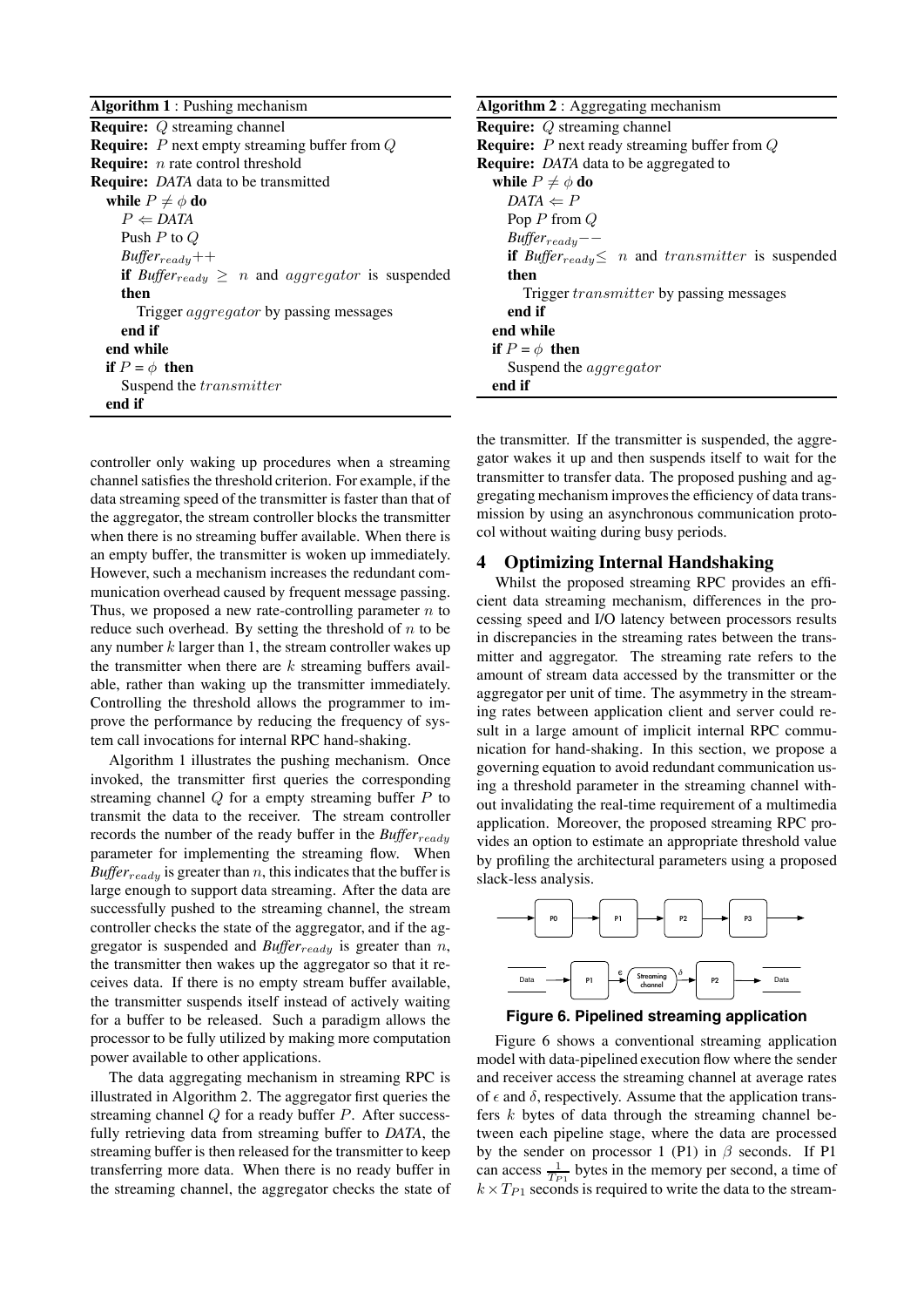**Algorithm 1** : Pushing mechanism

**Require:** $Q$ streaming channel
**Require:** $P$ next empty streaming buffer from $Q$
**Require:** $n$ rate control threshold
**Require:** *DATA* data to be transmitted

```
while P ≠ φ do
    P ⇐ DATA
    Push P to Q
    Buffer_ready++
    if Buffer_ready ≥ n and aggregator is suspended then
        Trigger aggregator by passing messages
    end if
end while
if P = φ then
    Suspend the transmitter
end if
```

**Algorithm 2** : Aggregating mechanism

**Require:** $Q$ streaming channel
**Require:** $P$ next ready streaming buffer from $Q$
**Require:** *DATA* data to be aggregated to

```
while P ≠ φ do
    DATA ⇐ P
    Pop P from Q
    Buffer_ready−−
    if Buffer_ready ≤ n and transmitter is suspended then
        Trigger transmitter by passing messages
    end if
end while
if P = φ then
    Suspend the aggregator
end if
```

controller only waking up procedures when a streaming channel satisfies the threshold criterion. For example, if the data streaming speed of the transmitter is faster than that of the aggregator, the stream controller blocks the transmitter when there is no streaming buffer available. When there is an empty buffer, the transmitter is woken up immediately. However, such a mechanism increases the redundant communication overhead caused by frequent message passing. Thus, we proposed a new rate-controlling parameter $n$ to reduce such overhead. By setting the threshold of $n$ to be any number $k$ larger than 1, the stream controller wakes up the transmitter when there are $k$ streaming buffers available, rather than waking up the transmitter immediately. Controlling the threshold allows the programmer to improve the performance by reducing the frequency of system call invocations for internal RPC hand-shaking.

Algorithm 1 illustrates the pushing mechanism. Once invoked, the transmitter first queries the corresponding streaming channel $Q$ for a empty streaming buffer $P$ to transmit the data to the receiver. The stream controller records the number of the ready buffer in the $Buffer_{ready}$ parameter for implementing the streaming flow. When $Buffer_{ready}$ is greater than $n$, this indicates that the buffer is large enough to support data streaming. After the data are successfully pushed to the streaming channel, the stream controller checks the state of the aggregator, and if the aggregator is suspended and $Buffer_{ready}$ is greater than $n$, the transmitter then wakes up the aggregator so that it receives data. If there is no empty stream buffer available, the transmitter suspends itself instead of actively waiting for a buffer to be released. Such a paradigm allows the processor to be fully utilized by making more computation power available to other applications.

The data aggregating mechanism in streaming RPC is illustrated in Algorithm 2. The aggregator first queries the streaming channel $Q$ for a ready buffer $P$. After successfully retrieving data from streaming buffer to *DATA*, the streaming buffer is then released for the transmitter to keep transferring more data. When there is no ready buffer in the streaming channel, the aggregator checks the state of the transmitter. If the transmitter is suspended, the aggregator wakes it up and then suspends itself to wait for the transmitter to transfer data. The proposed pushing and aggregating mechanism improves the efficiency of data transmission by using an asynchronous communication protocol without waiting during busy periods.

## 4 Optimizing Internal Handshaking

Whilst the proposed streaming RPC provides an efficient data streaming mechanism, differences in the processing speed and I/O latency between processors results in discrepancies in the streaming rates between the transmitter and aggregator. The streaming rate refers to the amount of stream data accessed by the transmitter or the aggregator per unit of time. The asymmetry in the streaming rates between application client and server could result in a large amount of implicit internal RPC communication for hand-shaking. In this section, we propose a governing equation to avoid redundant communication using a threshold parameter in the streaming channel without invalidating the real-time requirement of a multimedia application. Moreover, the proposed streaming RPC provides an option to estimate an appropriate threshold value by profiling the architectural parameters using a proposed slack-less analysis.

P0
P1
P2
P3
Data
P1
$\epsilon$
Streaming channel
$\delta$
P2
Data

**Figure 6. Pipelined streaming application**

Figure 6 shows a conventional streaming application model with data-pipelined execution flow where the sender and receiver access the streaming channel at average rates of $\epsilon$ and $\delta$, respectively. Assume that the application transfers $k$ bytes of data through the streaming channel between each pipeline stage, where the data are processed by the sender on processor 1 (P1) in $\beta$ seconds. If P1 can access $\frac{1}{T_{P1}}$ bytes in the memory per second, a time of $k \times T_{P1}$ seconds is required to write the data to the stream-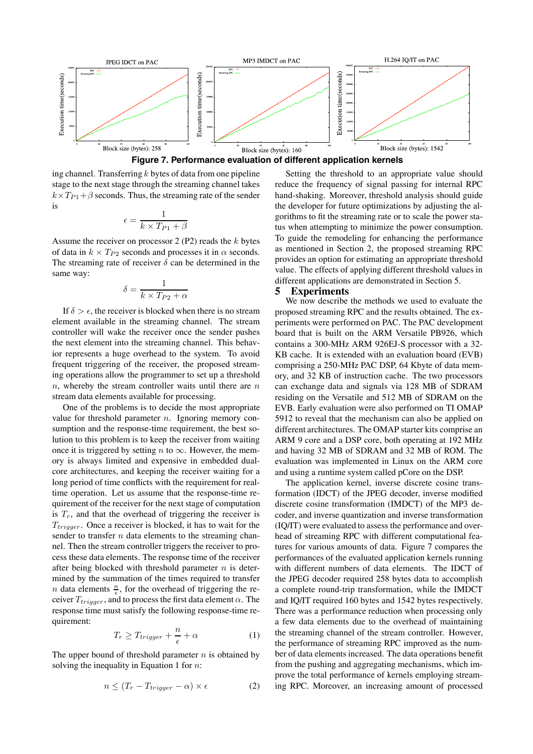Figure 7. Performance evaluation of different application kernels

ing channel. Transferring $k$ bytes of data from one pipeline stage to the next stage through the streaming channel takes $k \times T_{P1} + \beta$ seconds. Thus, the streaming rate of the sender is

$$\epsilon = \frac{1}{k \times T_{P1} + \beta}$$

Assume the receiver on processor 2 (P2) reads the $k$ bytes of data in $k \times T_{P2}$ seconds and processes it in $\alpha$ seconds. The streaming rate of receiver $\delta$ can be determined in the same way:

$$\delta = \frac{1}{k \times T_{P2} + \alpha}$$

If $\delta > \epsilon$, the receiver is blocked when there is no stream element available in the streaming channel. The stream controller will wake the receiver once the sender pushes the next element into the streaming channel. This behavior represents a huge overhead to the system. To avoid frequent triggering of the receiver, the proposed streaming operations allow the programmer to set up a threshold $n$, whereby the stream controller waits until there are $n$ stream data elements available for processing.

One of the problems is to decide the most appropriate value for threshold parameter $n$. Ignoring memory consumption and the response-time requirement, the best solution to this problem is to keep the receiver from waiting once it is triggered by setting $n$ to $\infty$. However, the memory is always limited and expensive in embedded dual-core architectures, and keeping the receiver waiting for a long period of time conflicts with the requirement for real-time operation. Let us assume that the response-time requirement of the receiver for the next stage of computation is $T_r$, and that the overhead of triggering the receiver is $T_{trigger}$. Once a receiver is blocked, it has to wait for the sender to transfer $n$ data elements to the streaming channel. Then the stream controller triggers the receiver to process these data elements. The response time of the receiver after being blocked with threshold parameter $n$ is determined by the summation of the times required to transfer $n$ data elements $\frac{n}{\epsilon}$, for the overhead of triggering the receiver $T_{trigger}$, and to process the first data element $\alpha$. The response time must satisfy the following response-time requirement:

$$T_r \geq T_{trigger} + \frac{n}{\epsilon} + \alpha \tag{1}$$

The upper bound of threshold parameter $n$ is obtained by solving the inequality in Equation 1 for $n$:

$$n \leq (T_r - T_{trigger} - \alpha) \times \epsilon \tag{2}$$

Setting the threshold to an appropriate value should reduce the frequency of signal passing for internal RPC hand-shaking. Moreover, threshold analysis should guide the developer for future optimizations by adjusting the algorithms to fit the streaming rate or to scale the power status when attempting to minimize the power consumption. To guide the remodeling for enhancing the performance as mentioned in Section 2, the proposed streaming RPC provides an option for estimating an appropriate threshold value. The effects of applying different threshold values in different applications are demonstrated in Section 5.

## 5 Experiments

We now describe the methods we used to evaluate the proposed streaming RPC and the results obtained. The experiments were performed on PAC. The PAC development board that is built on the ARM Versatile PB926, which contains a 300-MHz ARM 926EJ-S processor with a 32-KB cache. It is extended with an evaluation board (EVB) comprising a 250-MHz PAC DSP, 64 Kbyte of data memory, and 32 KB of instruction cache. The two processors can exchange data and signals via 128 MB of SDRAM residing on the Versatile and 512 MB of SDRAM on the EVB. Early evaluation were also performed on TI OMAP 5912 to reveal that the mechanism can also be applied on different architectures. The OMAP starter kits comprise an ARM 9 core and a DSP core, both operating at 192 MHz and having 32 MB of SDRAM and 32 MB of ROM. The evaluation was implemented in Linux on the ARM core and using a runtime system called pCore on the DSP.

The application kernel, inverse discrete cosine transformation (IDCT) of the JPEG decoder, inverse modified discrete cosine transformation (IMDCT) of the MP3 decoder, and inverse quantization and inverse transformation (IQ/IT) were evaluated to assess the performance and overhead of streaming RPC with different computational features for various amounts of data. Figure 7 compares the performances of the evaluated application kernels running with different numbers of data elements. The IDCT of the JPEG decoder required 258 bytes data to accomplish a complete round-trip transformation, while the IMDCT and IQ/IT required 160 bytes and 1542 bytes respectively. There was a performance reduction when processing only a few data elements due to the overhead of maintaining the streaming channel of the stream controller. However, the performance of streaming RPC improved as the number of data elements increased. The data operations benefit from the pushing and aggregating mechanisms, which improve the total performance of kernels employing streaming RPC. Moreover, an increasing amount of processed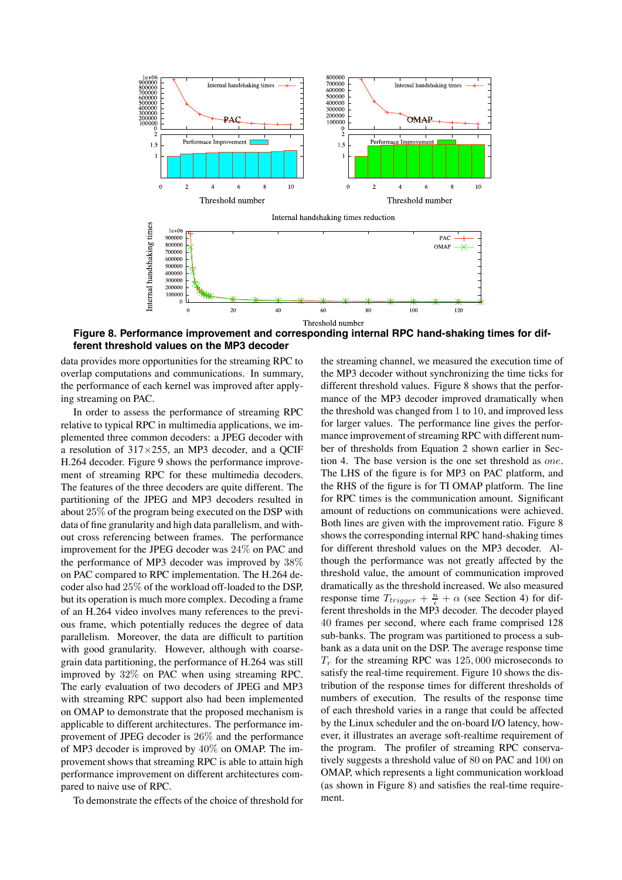**Figure 8. Performance improvement and corresponding internal RPC hand-shaking times for different threshold values on the MP3 decoder**

data provides more opportunities for the streaming RPC to overlap computations and communications. In summary, the performance of each kernel was improved after applying streaming on PAC.

In order to assess the performance of streaming RPC relative to typical RPC in multimedia applications, we implemented three common decoders: a JPEG decoder with a resolution of 317×255, an MP3 decoder, and a QCIF H.264 decoder. Figure 9 shows the performance improvement of streaming RPC for these multimedia decoders. The features of the three decoders are quite different. The partitioning of the JPEG and MP3 decoders resulted in about 25% of the program being executed on the DSP with data of fine granularity and high data parallelism, and without cross referencing between frames. The performance improvement for the JPEG decoder was 24% on PAC and the performance of MP3 decoder was improved by 38% on PAC compared to RPC implementation. The H.264 decoder also had 25% of the workload off-loaded to the DSP, but its operation is much more complex. Decoding a frame of an H.264 video involves many references to the previous frame, which potentially reduces the degree of data parallelism. Moreover, the data are difficult to partition with good granularity. However, although with coarse-grain data partitioning, the performance of H.264 was still improved by 32% on PAC when using streaming RPC. The early evaluation of two decoders of JPEG and MP3 with streaming RPC support also had been implemented on OMAP to demonstrate that the proposed mechanism is applicable to different architectures. The performance improvement of JPEG decoder is 26% and the performance of MP3 decoder is improved by 40% on OMAP. The improvement shows that streaming RPC is able to attain high performance improvement on different architectures compared to naive use of RPC.

To demonstrate the effects of the choice of threshold for the streaming channel, we measured the execution time of the MP3 decoder without synchronizing the time ticks for different threshold values. Figure 8 shows that the performance of the MP3 decoder improved dramatically when the threshold was changed from 1 to 10, and improved less for larger values. The performance line gives the performance improvement of streaming RPC with different number of thresholds from Equation 2 shown earlier in Section 4. The base version is the one set threshold as *one*. The LHS of the figure is for MP3 on PAC platform, and the RHS of the figure is for TI OMAP platform. The line for RPC times is the communication amount. Significant amount of reductions on communications were achieved. Both lines are given with the improvement ratio. Figure 8 shows the corresponding internal RPC hand-shaking times for different threshold values on the MP3 decoder. Although the performance was not greatly affected by the threshold value, the amount of communication improved dramatically as the threshold increased. We also measured response time $T_{trigger} + \frac{n}{\epsilon} + \alpha$ (see Section 4) for different thresholds in the MP3 decoder. The decoder played 40 frames per second, where each frame comprised 128 sub-banks. The program was partitioned to process a sub-bank as a data unit on the DSP. The average response time $T_r$ for the streaming RPC was 125,000 microseconds to satisfy the real-time requirement. Figure 10 shows the distribution of the response times for different thresholds of numbers of execution. The results of the response time of each threshold varies in a range that could be affected by the Linux scheduler and the on-board I/O latency, however, it illustrates an average soft-realtime requirement of the program. The profiler of streaming RPC conservatively suggests a threshold value of 80 on PAC and 100 on OMAP, which represents a light communication workload (as shown in Figure 8) and satisfies the real-time requirement.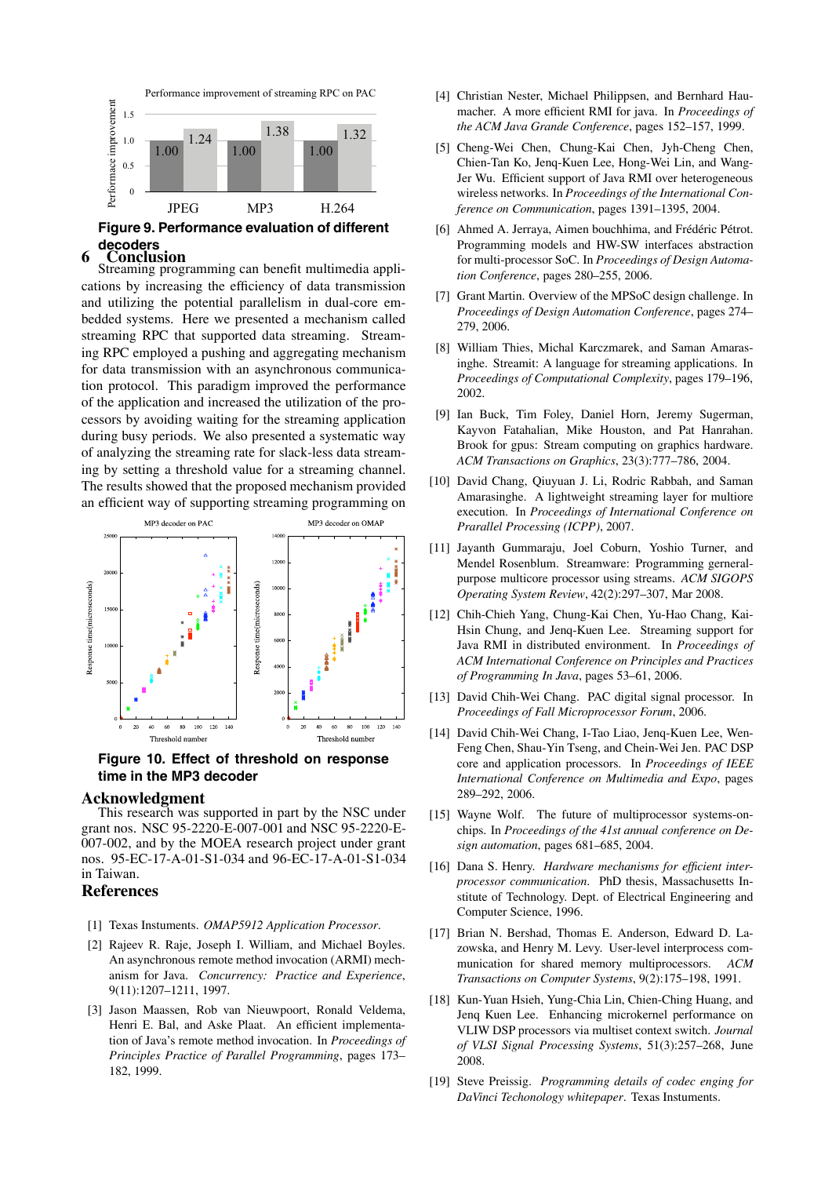Performance improvement of streaming RPC on PAC

Performance improvement

1.5
1.0
0.5
0

1.00 1.24 1.00 1.38 1.00 1.32

JPEG MP3 H.264

**Figure 9. Performance evaluation of different decoders**

## 6 Conclusion

Streaming programming can benefit multimedia applications by increasing the efficiency of data transmission and utilizing the potential parallelism in dual-core embedded systems. Here we presented a mechanism called streaming RPC that supported data streaming. Streaming RPC employed a pushing and aggregating mechanism for data transmission with an asynchronous communication protocol. This paradigm improved the performance of the application and increased the utilization of the processors by avoiding waiting for the streaming application during busy periods. We also presented a systematic way of analyzing the streaming rate for slack-less data streaming by setting a threshold value for a streaming channel. The results showed that the proposed mechanism provided an efficient way of supporting streaming programming on

MP3 decoder on PAC

Response time(microseconds)

25000
20000
15000
10000
5000
0

0 20 40 60 80 100 120 140

Threshold number

MP3 decoder on OMAP

Response time(microseconds)

14000
12000
10000
8000
6000
4000
2000
0

0 20 40 60 80 100 120 140

Threshold number

**Figure 10. Effect of threshold on response time in the MP3 decoder**

## Acknowledgment

This research was supported in part by the NSC under grant nos. NSC 95-2220-E-007-001 and NSC 95-2220-E-007-002, and by the MOEA research project under grant nos. 95-EC-17-A-01-S1-034 and 96-EC-17-A-01-S1-034 in Taiwan.

## References

[1] Texas Instuments. *OMAP5912 Application Processor*.

[2] Rajeev R. Raje, Joseph I. William, and Michael Boyles. An asynchronous remote method invocation (ARMI) mechanism for Java. *Concurrency: Practice and Experience*, 9(11):1207–1211, 1997.

[3] Jason Maassen, Rob van Nieuwpoort, Ronald Veldema, Henri E. Bal, and Aske Plaat. An efficient implementation of Java's remote method invocation. In *Proceedings of Principles Practice of Parallel Programming*, pages 173–182, 1999.

[4] Christian Nester, Michael Philippsen, and Bernhard Haumacher. A more efficient RMI for java. In *Proceedings of the ACM Java Grande Conference*, pages 152–157, 1999.

[5] Cheng-Wei Chen, Chung-Kai Chen, Jyh-Cheng Chen, Chien-Tan Ko, Jenq-Kuen Lee, Hong-Wei Lin, and Wang-Jer Wu. Efficient support of Java RMI over heterogeneous wireless networks. In *Proceedings of the International Conference on Communication*, pages 1391–1395, 2004.

[6] Ahmed A. Jerraya, Aimen bouchhima, and Frédéric Pétrot. Programming models and HW-SW interfaces abstraction for multi-processor SoC. In *Proceedings of Design Automation Conference*, pages 280–255, 2006.

[7] Grant Martin. Overview of the MPSoC design challenge. In *Proceedings of Design Automation Conference*, pages 274–279, 2006.

[8] William Thies, Michal Karczmarek, and Saman Amarasinghe. Streamit: A language for streaming applications. In *Proceedings of Computational Complexity*, pages 179–196, 2002.

[9] Ian Buck, Tim Foley, Daniel Horn, Jeremy Sugerman, Kayvon Fatahalian, Mike Houston, and Pat Hanrahan. Brook for gpus: Stream computing on graphics hardware. *ACM Transactions on Graphics*, 23(3):777–786, 2004.

[10] David Chang, Qiuyuan J. Li, Rodric Rabbah, and Saman Amarasinghe. A lightweight streaming layer for multiore execution. In *Proceedings of International Conference on Prarallel Processing (ICPP)*, 2007.

[11] Jayanth Gummaraju, Joel Coburn, Yoshio Turner, and Mendel Rosenblum. Streamware: Programming gerneral-purpose multicore processor using streams. *ACM SIGOPS Operating System Review*, 42(2):297–307, Mar 2008.

[12] Chih-Chieh Yang, Chung-Kai Chen, Yu-Hao Chang, Kai-Hsin Chung, and Jenq-Kuen Lee. Streaming support for Java RMI in distributed environment. In *Proceedings of ACM International Conference on Principles and Practices of Programming In Java*, pages 53–61, 2006.

[13] David Chih-Wei Chang. PAC digital signal processor. In *Proceedings of Fall Microprocessor Forum*, 2006.

[14] David Chih-Wei Chang, I-Tao Liao, Jenq-Kuen Lee, Wen-Feng Chen, Shau-Yin Tseng, and Chein-Wei Jen. PAC DSP core and application processors. In *Proceedings of IEEE International Conference on Multimedia and Expo*, pages 289–292, 2006.

[15] Wayne Wolf. The future of multiprocessor systems-on-chips. In *Proceedings of the 41st annual conference on Design automation*, pages 681–685, 2004.

[16] Dana S. Henry. *Hardware mechanisms for efficient interprocessor communication*. PhD thesis, Massachusetts Institute of Technology. Dept. of Electrical Engineering and Computer Science, 1996.

[17] Brian N. Bershad, Thomas E. Anderson, Edward D. Lazowska, and Henry M. Levy. User-level interprocess communication for shared memory multiprocessors. *ACM Transactions on Computer Systems*, 9(2):175–198, 1991.

[18] Kun-Yuan Hsieh, Yung-Chia Lin, Chien-Ching Huang, and Jenq Kuen Lee. Enhancing microkernel performance on VLIW DSP processors via multiset context switch. *Journal of VLSI Signal Processing Systems*, 51(3):257–268, June 2008.

[19] Steve Preissig. *Programming details of codec enging for DaVinci Techonology whitepaper*. Texas Instuments.